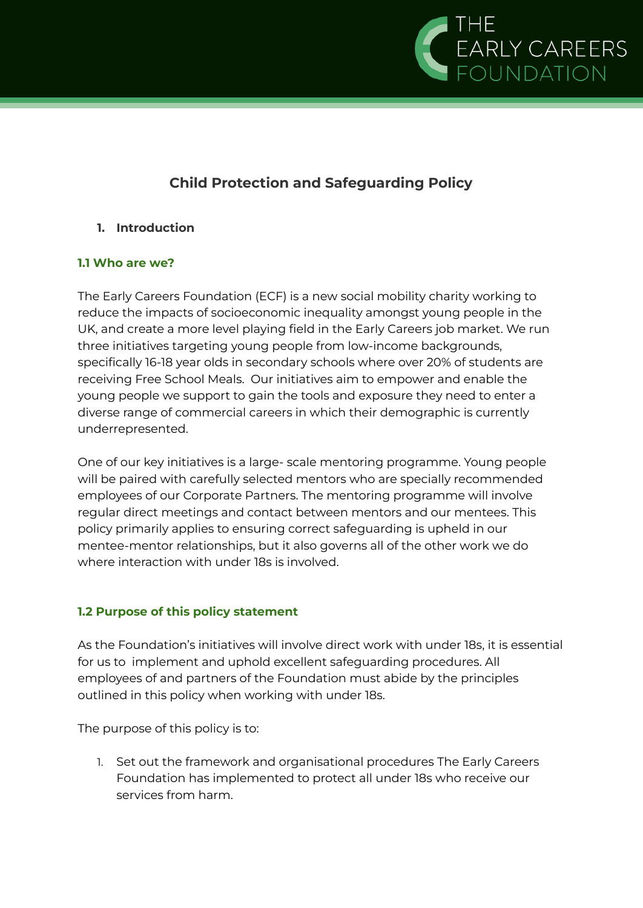# Child Protection and Safeguarding Policy

## 1. Introduction

### 1.1 Who are we?

The Early Careers Foundation (ECF) is a new social mobility charity working to reduce the impacts of socioeconomic inequality amongst young people in the UK, and create a more level playing field in the Early Careers job market. We run three initiatives targeting young people from low-income backgrounds, specifically 16-18 year olds in secondary schools where over 20% of students are receiving Free School Meals. Our initiatives aim to empower and enable the young people we support to gain the tools and exposure they need to enter a diverse range of commercial careers in which their demographic is currently underrepresented.

One of our key initiatives is a large- scale mentoring programme. Young people will be paired with carefully selected mentors who are specially recommended employees of our Corporate Partners. The mentoring programme will involve regular direct meetings and contact between mentors and our mentees. This policy primarily applies to ensuring correct safeguarding is upheld in our mentee-mentor relationships, but it also governs all of the other work we do where interaction with under 18s is involved.

### 1.2 Purpose of this policy statement

As the Foundation's initiatives will involve direct work with under 18s, it is essential for us to implement and uphold excellent safeguarding procedures. All employees of and partners of the Foundation must abide by the principles outlined in this policy when working with under 18s.

The purpose of this policy is to:

1. Set out the framework and organisational procedures The Early Careers Foundation has implemented to protect all under 18s who receive our services from harm.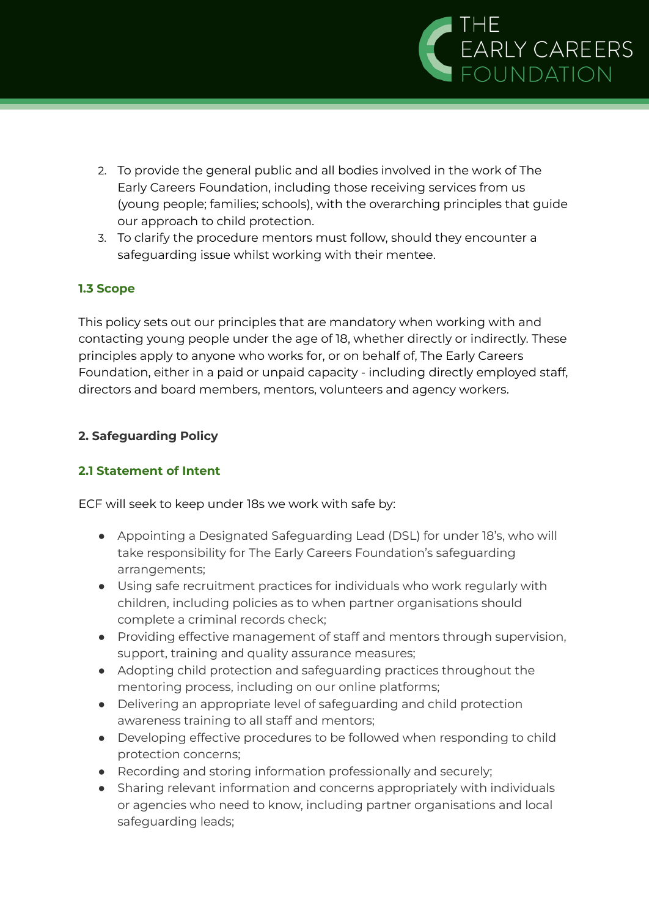2. To provide the general public and all bodies involved in the work of The Early Careers Foundation, including those receiving services from us (young people; families; schools), with the overarching principles that guide our approach to child protection.
3. To clarify the procedure mentors must follow, should they encounter a safeguarding issue whilst working with their mentee.

### 1.3 Scope

This policy sets out our principles that are mandatory when working with and contacting young people under the age of 18, whether directly or indirectly. These principles apply to anyone who works for, or on behalf of, The Early Careers Foundation, either in a paid or unpaid capacity - including directly employed staff, directors and board members, mentors, volunteers and agency workers.

## 2. Safeguarding Policy

### 2.1 Statement of Intent

ECF will seek to keep under 18s we work with safe by:

- Appointing a Designated Safeguarding Lead (DSL) for under 18's, who will take responsibility for The Early Careers Foundation's safeguarding arrangements;
- Using safe recruitment practices for individuals who work regularly with children, including policies as to when partner organisations should complete a criminal records check;
- Providing effective management of staff and mentors through supervision, support, training and quality assurance measures;
- Adopting child protection and safeguarding practices throughout the mentoring process, including on our online platforms;
- Delivering an appropriate level of safeguarding and child protection awareness training to all staff and mentors;
- Developing effective procedures to be followed when responding to child protection concerns;
- Recording and storing information professionally and securely;
- Sharing relevant information and concerns appropriately with individuals or agencies who need to know, including partner organisations and local safeguarding leads;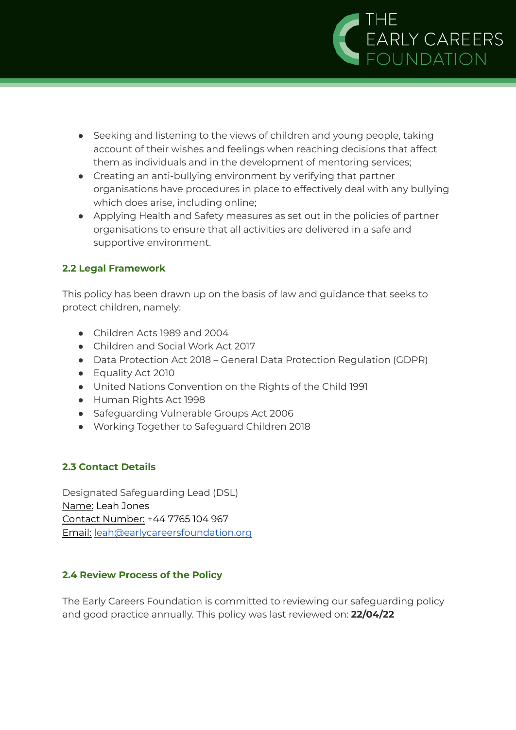- Seeking and listening to the views of children and young people, taking account of their wishes and feelings when reaching decisions that affect them as individuals and in the development of mentoring services;
- Creating an anti-bullying environment by verifying that partner organisations have procedures in place to effectively deal with any bullying which does arise, including online;
- Applying Health and Safety measures as set out in the policies of partner organisations to ensure that all activities are delivered in a safe and supportive environment.

### 2.2 Legal Framework

This policy has been drawn up on the basis of law and guidance that seeks to protect children, namely:

- Children Acts 1989 and 2004
- Children and Social Work Act 2017
- Data Protection Act 2018 – General Data Protection Regulation (GDPR)
- Equality Act 2010
- United Nations Convention on the Rights of the Child 1991
- Human Rights Act 1998
- Safeguarding Vulnerable Groups Act 2006
- Working Together to Safeguard Children 2018

### 2.3 Contact Details

Designated Safeguarding Lead (DSL)
Name: Leah Jones
Contact Number: +44 7765 104 967
Email: leah@earlycareersfoundation.org

### 2.4 Review Process of the Policy

The Early Careers Foundation is committed to reviewing our safeguarding policy and good practice annually. This policy was last reviewed on: **22/04/22**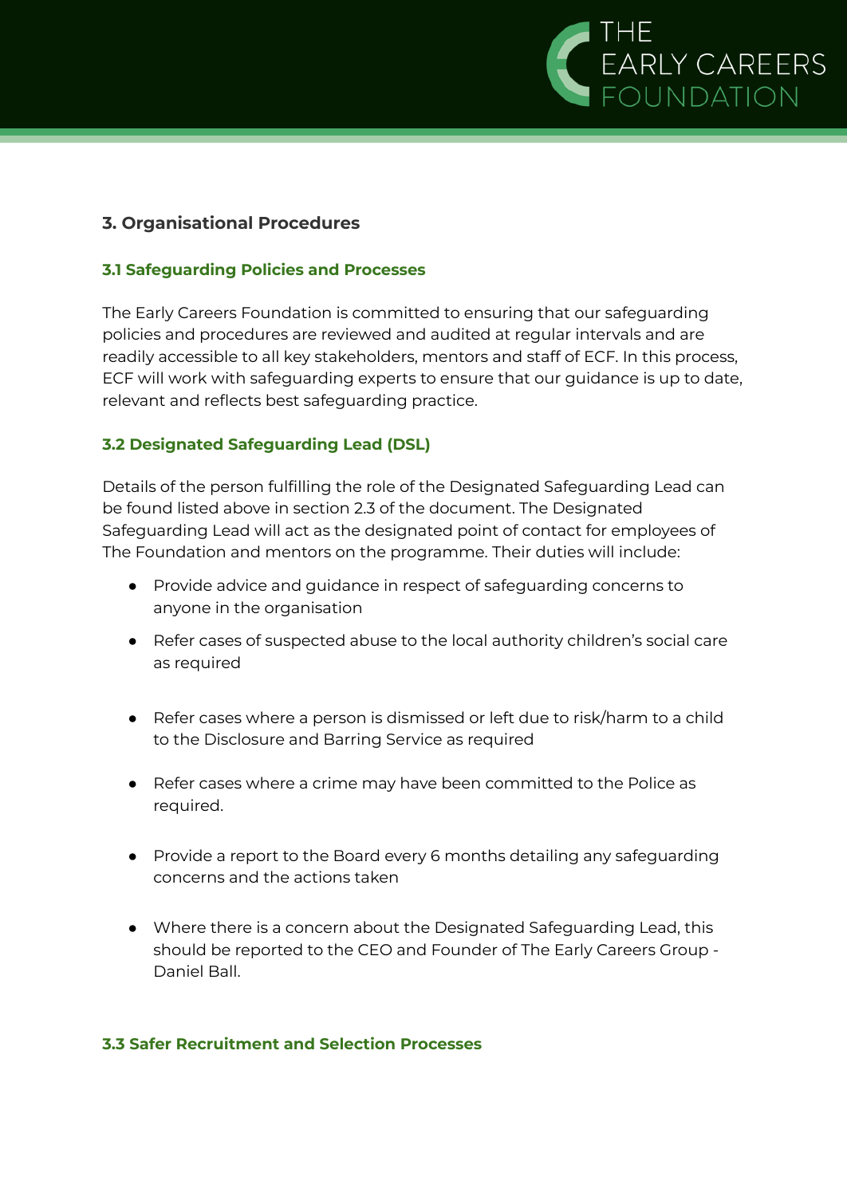## 3. Organisational Procedures

### 3.1 Safeguarding Policies and Processes

The Early Careers Foundation is committed to ensuring that our safeguarding policies and procedures are reviewed and audited at regular intervals and are readily accessible to all key stakeholders, mentors and staff of ECF. In this process, ECF will work with safeguarding experts to ensure that our guidance is up to date, relevant and reflects best safeguarding practice.

### 3.2 Designated Safeguarding Lead (DSL)

Details of the person fulfilling the role of the Designated Safeguarding Lead can be found listed above in section 2.3 of the document. The Designated Safeguarding Lead will act as the designated point of contact for employees of The Foundation and mentors on the programme. Their duties will include:

- Provide advice and guidance in respect of safeguarding concerns to anyone in the organisation
- Refer cases of suspected abuse to the local authority children's social care as required
- Refer cases where a person is dismissed or left due to risk/harm to a child to the Disclosure and Barring Service as required
- Refer cases where a crime may have been committed to the Police as required.
- Provide a report to the Board every 6 months detailing any safeguarding concerns and the actions taken
- Where there is a concern about the Designated Safeguarding Lead, this should be reported to the CEO and Founder of The Early Careers Group - Daniel Ball.

### 3.3 Safer Recruitment and Selection Processes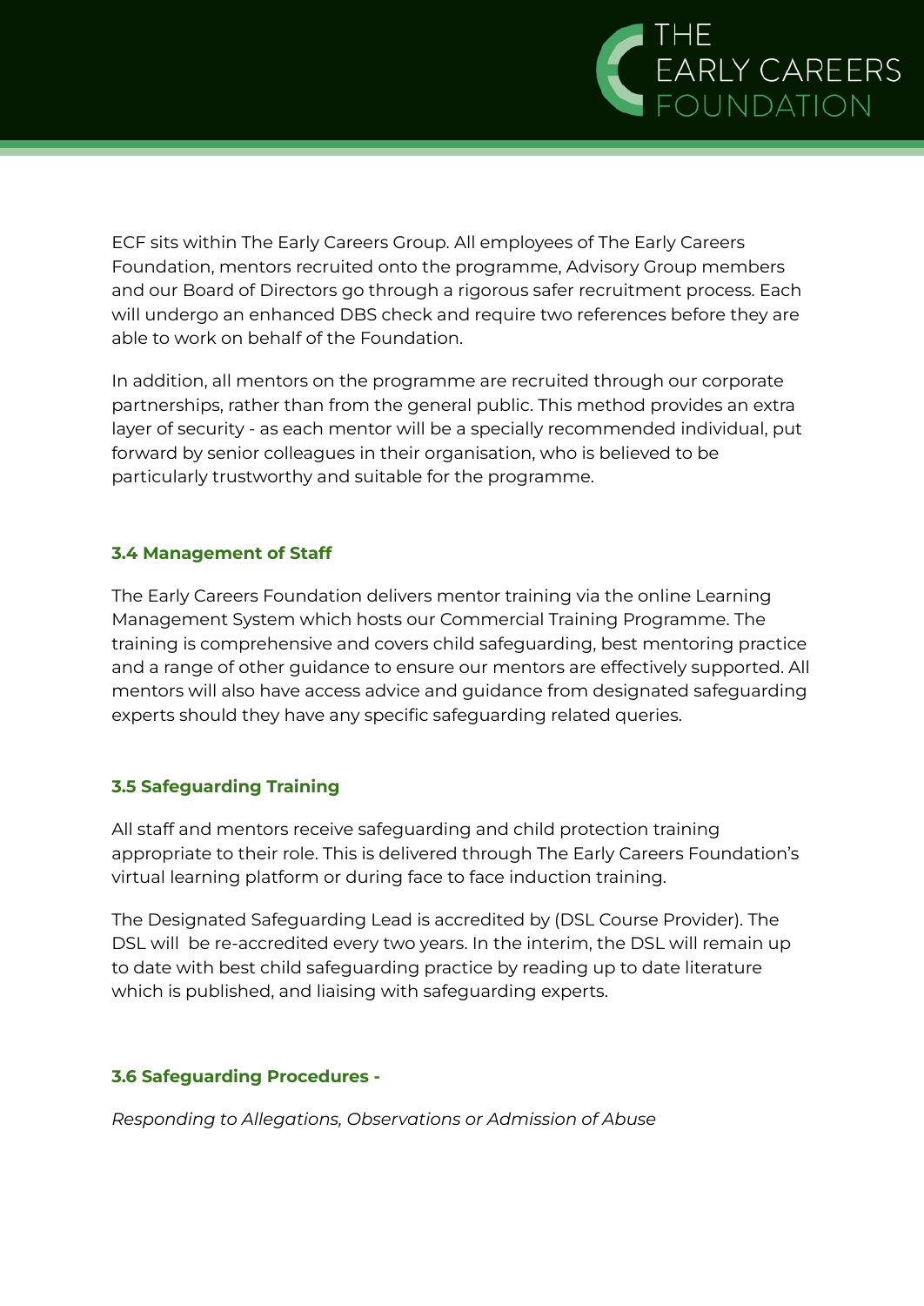ECF sits within The Early Careers Group. All employees of The Early Careers Foundation, mentors recruited onto the programme, Advisory Group members and our Board of Directors go through a rigorous safer recruitment process. Each will undergo an enhanced DBS check and require two references before they are able to work on behalf of the Foundation.

In addition, all mentors on the programme are recruited through our corporate partnerships, rather than from the general public. This method provides an extra layer of security - as each mentor will be a specially recommended individual, put forward by senior colleagues in their organisation, who is believed to be particularly trustworthy and suitable for the programme.

### 3.4 Management of Staff

The Early Careers Foundation delivers mentor training via the online Learning Management System which hosts our Commercial Training Programme. The training is comprehensive and covers child safeguarding, best mentoring practice and a range of other guidance to ensure our mentors are effectively supported. All mentors will also have access advice and guidance from designated safeguarding experts should they have any specific safeguarding related queries.

### 3.5 Safeguarding Training

All staff and mentors receive safeguarding and child protection training appropriate to their role. This is delivered through The Early Careers Foundation's virtual learning platform or during face to face induction training.

The Designated Safeguarding Lead is accredited by (DSL Course Provider). The DSL will be re-accredited every two years. In the interim, the DSL will remain up to date with best child safeguarding practice by reading up to date literature which is published, and liaising with safeguarding experts.

### 3.6 Safeguarding Procedures -

*Responding to Allegations, Observations or Admission of Abuse*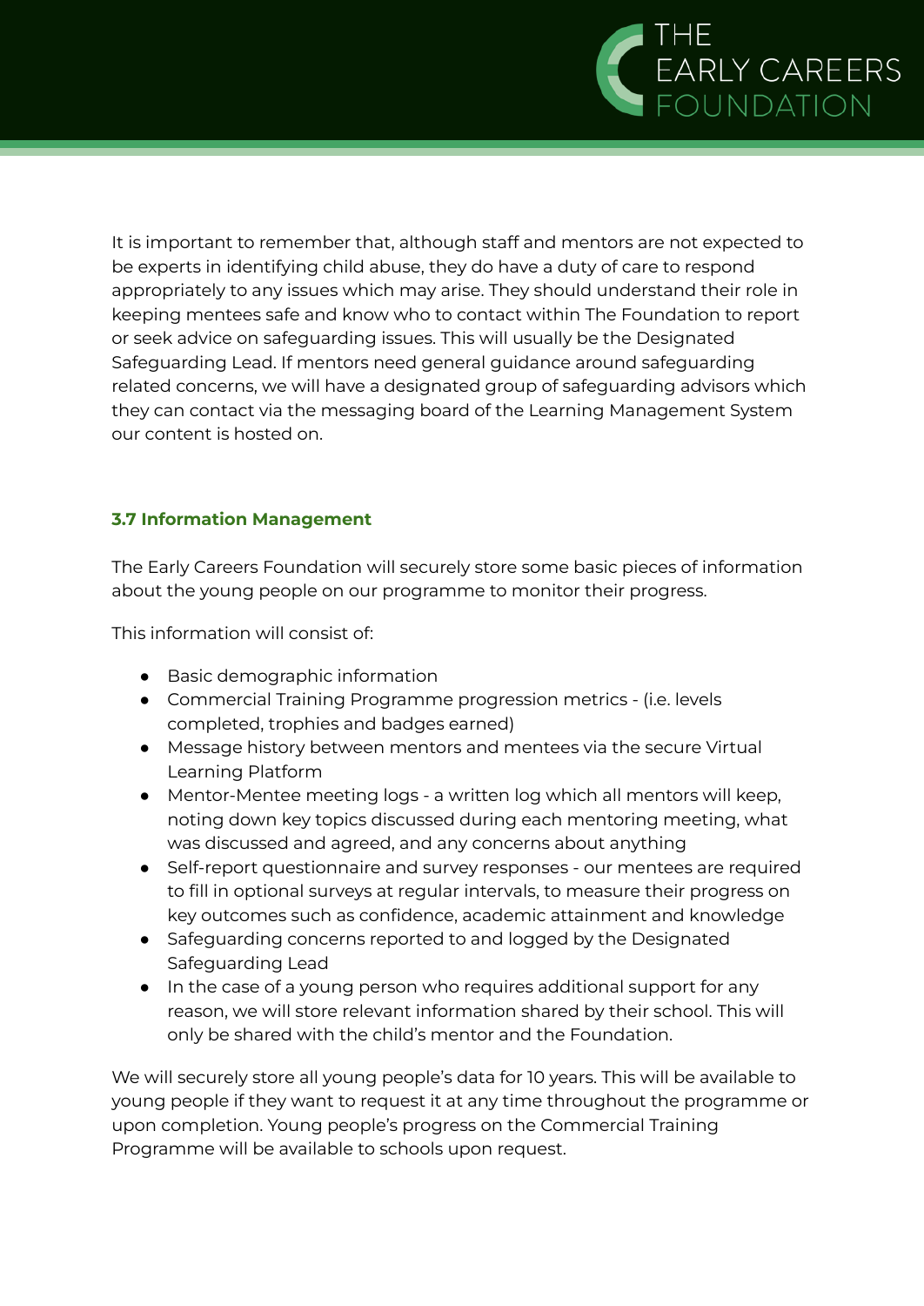It is important to remember that, although staff and mentors are not expected to be experts in identifying child abuse, they do have a duty of care to respond appropriately to any issues which may arise. They should understand their role in keeping mentees safe and know who to contact within The Foundation to report or seek advice on safeguarding issues. This will usually be the Designated Safeguarding Lead. If mentors need general guidance around safeguarding related concerns, we will have a designated group of safeguarding advisors which they can contact via the messaging board of the Learning Management System our content is hosted on.

### 3.7 Information Management

The Early Careers Foundation will securely store some basic pieces of information about the young people on our programme to monitor their progress.

This information will consist of:

- Basic demographic information
- Commercial Training Programme progression metrics - (i.e. levels completed, trophies and badges earned)
- Message history between mentors and mentees via the secure Virtual Learning Platform
- Mentor-Mentee meeting logs - a written log which all mentors will keep, noting down key topics discussed during each mentoring meeting, what was discussed and agreed, and any concerns about anything
- Self-report questionnaire and survey responses - our mentees are required to fill in optional surveys at regular intervals, to measure their progress on key outcomes such as confidence, academic attainment and knowledge
- Safeguarding concerns reported to and logged by the Designated Safeguarding Lead
- In the case of a young person who requires additional support for any reason, we will store relevant information shared by their school. This will only be shared with the child's mentor and the Foundation.

We will securely store all young people's data for 10 years. This will be available to young people if they want to request it at any time throughout the programme or upon completion. Young people's progress on the Commercial Training Programme will be available to schools upon request.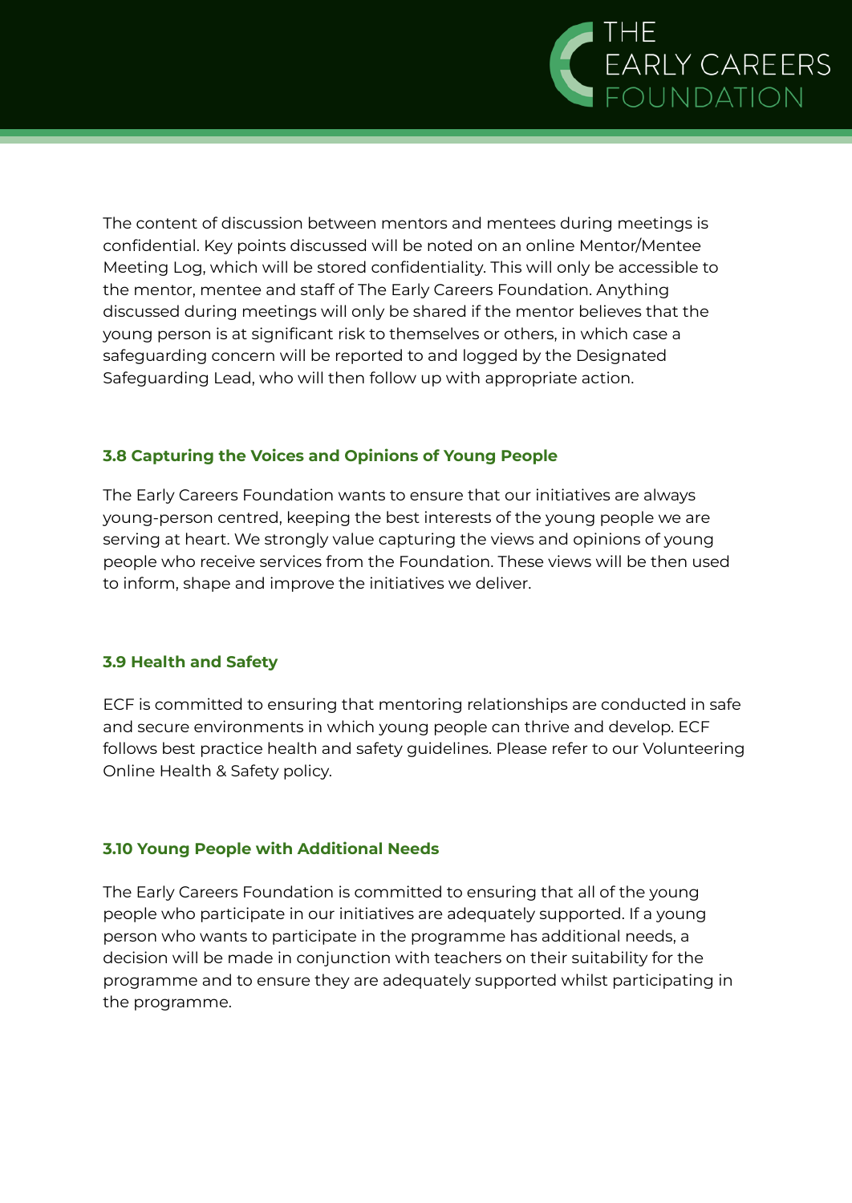The content of discussion between mentors and mentees during meetings is confidential. Key points discussed will be noted on an online Mentor/Mentee Meeting Log, which will be stored confidentiality. This will only be accessible to the mentor, mentee and staff of The Early Careers Foundation. Anything discussed during meetings will only be shared if the mentor believes that the young person is at significant risk to themselves or others, in which case a safeguarding concern will be reported to and logged by the Designated Safeguarding Lead, who will then follow up with appropriate action.

### 3.8 Capturing the Voices and Opinions of Young People

The Early Careers Foundation wants to ensure that our initiatives are always young-person centred, keeping the best interests of the young people we are serving at heart. We strongly value capturing the views and opinions of young people who receive services from the Foundation. These views will be then used to inform, shape and improve the initiatives we deliver.

### 3.9 Health and Safety

ECF is committed to ensuring that mentoring relationships are conducted in safe and secure environments in which young people can thrive and develop. ECF follows best practice health and safety guidelines. Please refer to our Volunteering Online Health & Safety policy.

### 3.10 Young People with Additional Needs

The Early Careers Foundation is committed to ensuring that all of the young people who participate in our initiatives are adequately supported. If a young person who wants to participate in the programme has additional needs, a decision will be made in conjunction with teachers on their suitability for the programme and to ensure they are adequately supported whilst participating in the programme.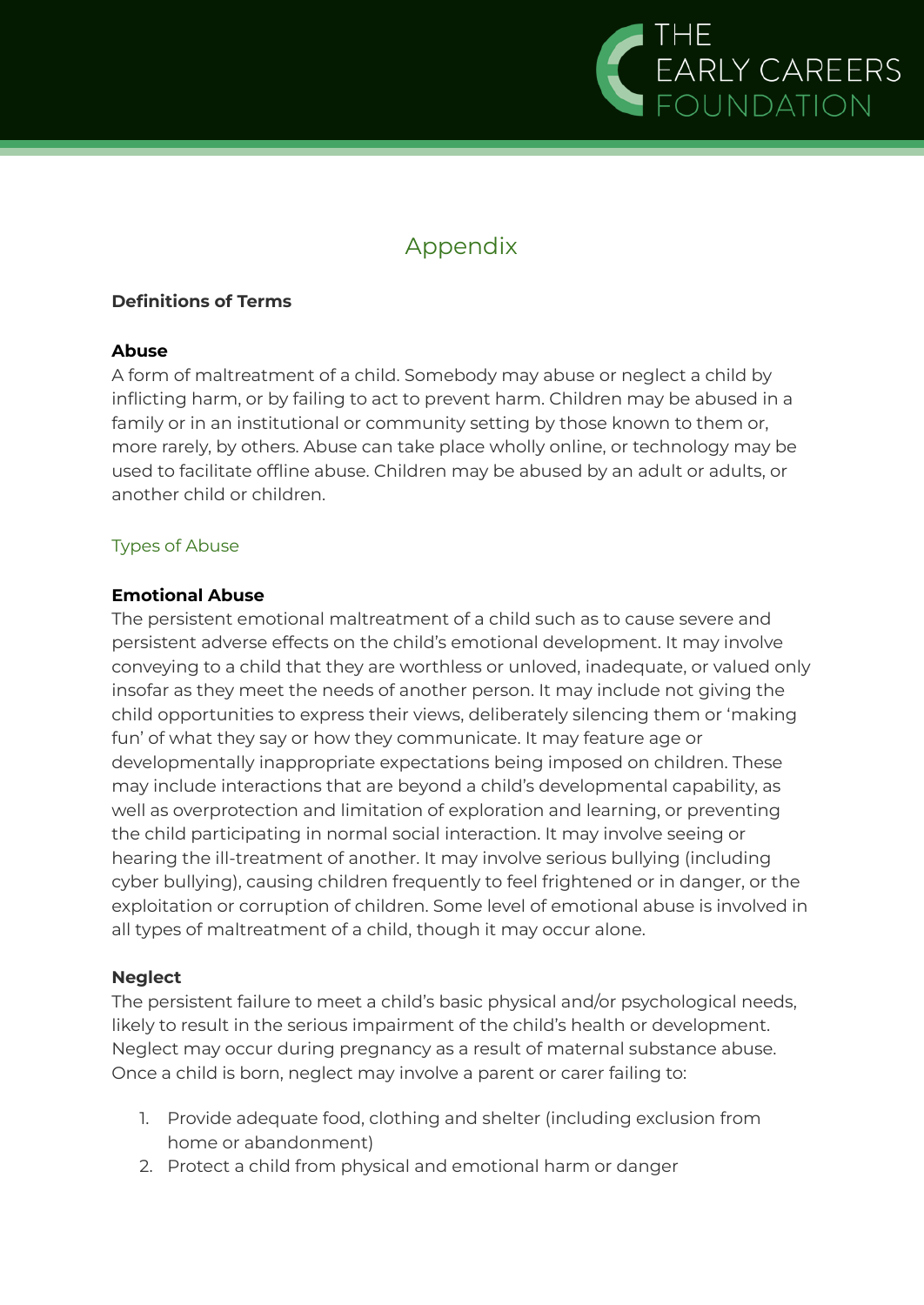# Appendix

**Definitions of Terms**

**Abuse**

A form of maltreatment of a child. Somebody may abuse or neglect a child by inflicting harm, or by failing to act to prevent harm. Children may be abused in a family or in an institutional or community setting by those known to them or, more rarely, by others. Abuse can take place wholly online, or technology may be used to facilitate offline abuse. Children may be abused by an adult or adults, or another child or children.

## Types of Abuse

**Emotional Abuse**

The persistent emotional maltreatment of a child such as to cause severe and persistent adverse effects on the child's emotional development. It may involve conveying to a child that they are worthless or unloved, inadequate, or valued only insofar as they meet the needs of another person. It may include not giving the child opportunities to express their views, deliberately silencing them or 'making fun' of what they say or how they communicate. It may feature age or developmentally inappropriate expectations being imposed on children. These may include interactions that are beyond a child's developmental capability, as well as overprotection and limitation of exploration and learning, or preventing the child participating in normal social interaction. It may involve seeing or hearing the ill-treatment of another. It may involve serious bullying (including cyber bullying), causing children frequently to feel frightened or in danger, or the exploitation or corruption of children. Some level of emotional abuse is involved in all types of maltreatment of a child, though it may occur alone.

**Neglect**

The persistent failure to meet a child's basic physical and/or psychological needs, likely to result in the serious impairment of the child's health or development. Neglect may occur during pregnancy as a result of maternal substance abuse. Once a child is born, neglect may involve a parent or carer failing to:

1. Provide adequate food, clothing and shelter (including exclusion from home or abandonment)
2. Protect a child from physical and emotional harm or danger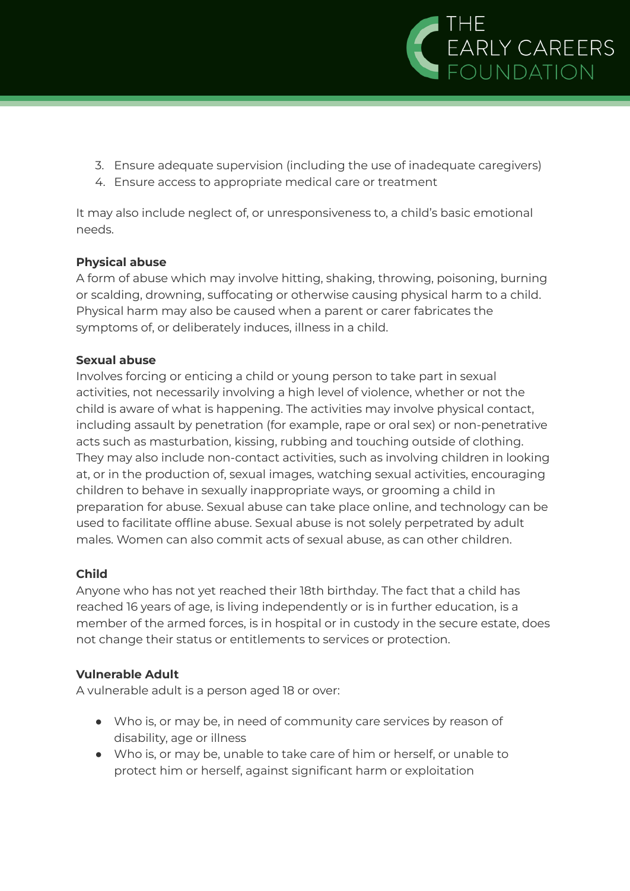3. Ensure adequate supervision (including the use of inadequate caregivers)
4. Ensure access to appropriate medical care or treatment

It may also include neglect of, or unresponsiveness to, a child's basic emotional needs.

**Physical abuse**
A form of abuse which may involve hitting, shaking, throwing, poisoning, burning or scalding, drowning, suffocating or otherwise causing physical harm to a child. Physical harm may also be caused when a parent or carer fabricates the symptoms of, or deliberately induces, illness in a child.

**Sexual abuse**
Involves forcing or enticing a child or young person to take part in sexual activities, not necessarily involving a high level of violence, whether or not the child is aware of what is happening. The activities may involve physical contact, including assault by penetration (for example, rape or oral sex) or non-penetrative acts such as masturbation, kissing, rubbing and touching outside of clothing. They may also include non-contact activities, such as involving children in looking at, or in the production of, sexual images, watching sexual activities, encouraging children to behave in sexually inappropriate ways, or grooming a child in preparation for abuse. Sexual abuse can take place online, and technology can be used to facilitate offline abuse. Sexual abuse is not solely perpetrated by adult males. Women can also commit acts of sexual abuse, as can other children.

**Child**
Anyone who has not yet reached their 18th birthday. The fact that a child has reached 16 years of age, is living independently or is in further education, is a member of the armed forces, is in hospital or in custody in the secure estate, does not change their status or entitlements to services or protection.

**Vulnerable Adult**
A vulnerable adult is a person aged 18 or over:

- Who is, or may be, in need of community care services by reason of disability, age or illness
- Who is, or may be, unable to take care of him or herself, or unable to protect him or herself, against significant harm or exploitation